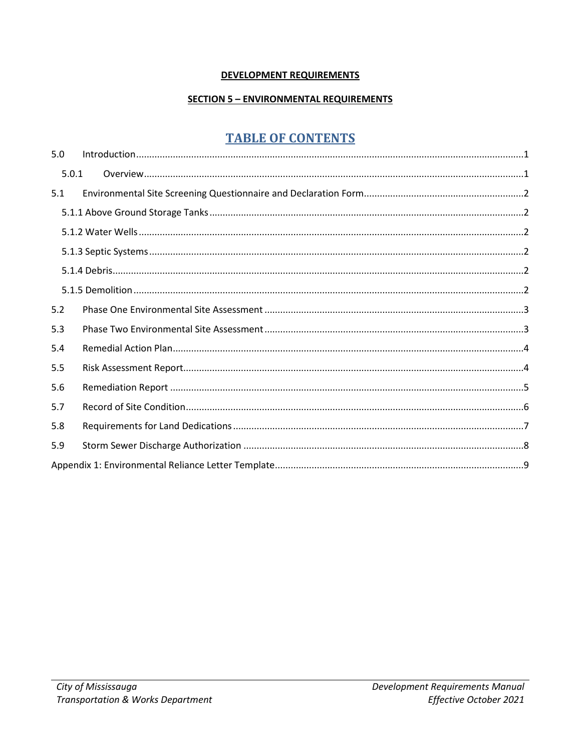**DEVELOPMENT REQUIREMENTS**

**SECTION 5 – ENVIRONMENTAL REQUIREMENTS**

# TABLE OF CONTENTS

5.0 Introduction....1

- 5.0.1 Overview....1

5.1 Environmental Site Screening Questionnaire and Declaration Form....2

- 5.1.1 Above Ground Storage Tanks....2
- 5.1.2 Water Wells....2
- 5.1.3 Septic Systems....2
- 5.1.4 Debris....2
- 5.1.5 Demolition....2

5.2 Phase One Environmental Site Assessment....3

5.3 Phase Two Environmental Site Assessment....3

5.4 Remedial Action Plan....4

5.5 Risk Assessment Report....4

5.6 Remediation Report....5

5.7 Record of Site Condition....6

5.8 Requirements for Land Dedications....7

5.9 Storm Sewer Discharge Authorization....8

Appendix 1: Environmental Reliance Letter Template....9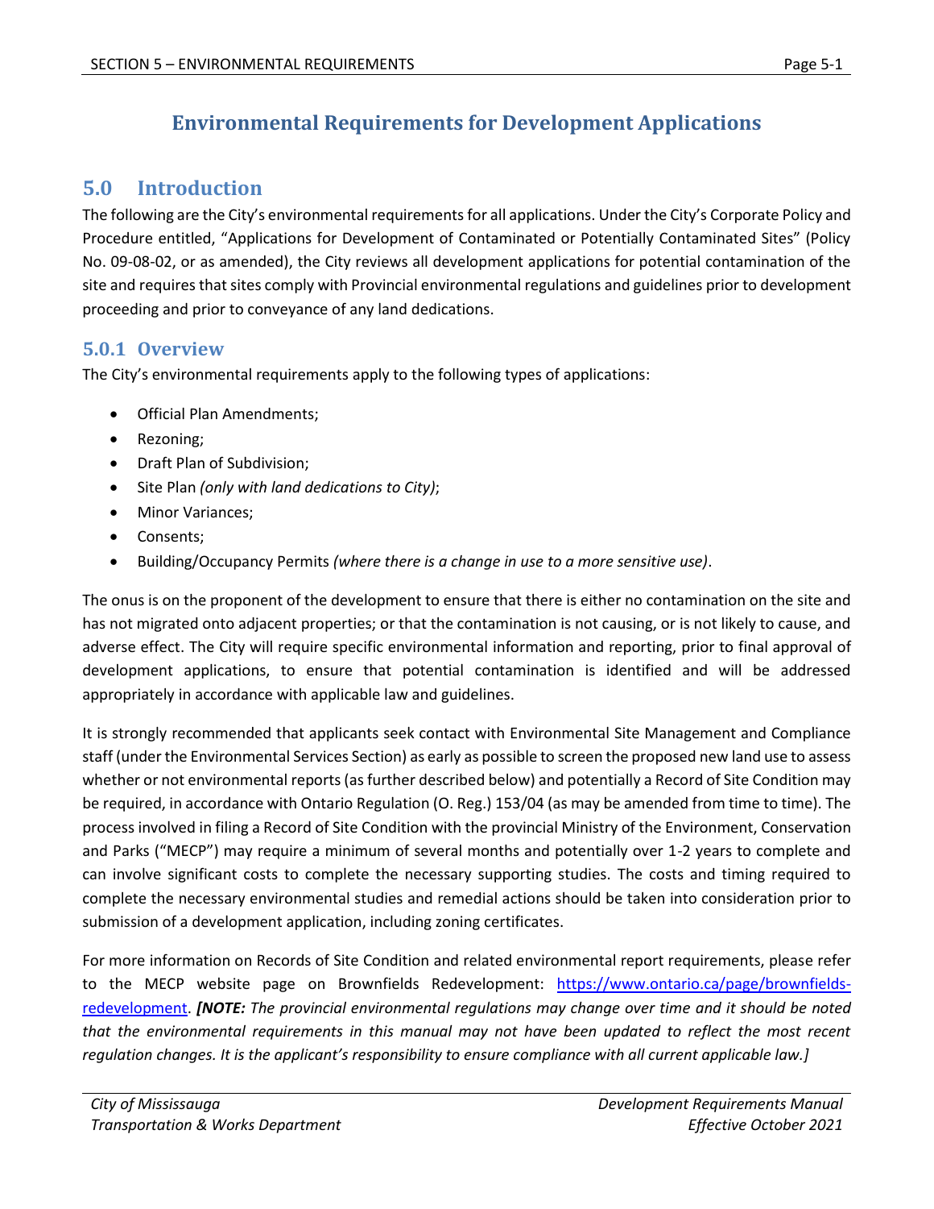# Environmental Requirements for Development Applications

## 5.0 Introduction

The following are the City's environmental requirements for all applications. Under the City's Corporate Policy and Procedure entitled, "Applications for Development of Contaminated or Potentially Contaminated Sites" (Policy No. 09-08-02, or as amended), the City reviews all development applications for potential contamination of the site and requires that sites comply with Provincial environmental regulations and guidelines prior to development proceeding and prior to conveyance of any land dedications.

### 5.0.1 Overview

The City's environmental requirements apply to the following types of applications:

- Official Plan Amendments;
- Rezoning;
- Draft Plan of Subdivision;
- Site Plan *(only with land dedications to City)*;
- Minor Variances;
- Consents;
- Building/Occupancy Permits *(where there is a change in use to a more sensitive use)*.

The onus is on the proponent of the development to ensure that there is either no contamination on the site and has not migrated onto adjacent properties; or that the contamination is not causing, or is not likely to cause, and adverse effect. The City will require specific environmental information and reporting, prior to final approval of development applications, to ensure that potential contamination is identified and will be addressed appropriately in accordance with applicable law and guidelines.

It is strongly recommended that applicants seek contact with Environmental Site Management and Compliance staff (under the Environmental Services Section) as early as possible to screen the proposed new land use to assess whether or not environmental reports (as further described below) and potentially a Record of Site Condition may be required, in accordance with Ontario Regulation (O. Reg.) 153/04 (as may be amended from time to time). The process involved in filing a Record of Site Condition with the provincial Ministry of the Environment, Conservation and Parks ("MECP") may require a minimum of several months and potentially over 1-2 years to complete and can involve significant costs to complete the necessary supporting studies. The costs and timing required to complete the necessary environmental studies and remedial actions should be taken into consideration prior to submission of a development application, including zoning certificates.

For more information on Records of Site Condition and related environmental report requirements, please refer to the MECP website page on Brownfields Redevelopment: [https://www.ontario.ca/page/brownfields-redevelopment](https://www.ontario.ca/page/brownfields-redevelopment). ***[NOTE:** The provincial environmental regulations may change over time and it should be noted that the environmental requirements in this manual may not have been updated to reflect the most recent regulation changes. It is the applicant's responsibility to ensure compliance with all current applicable law.]*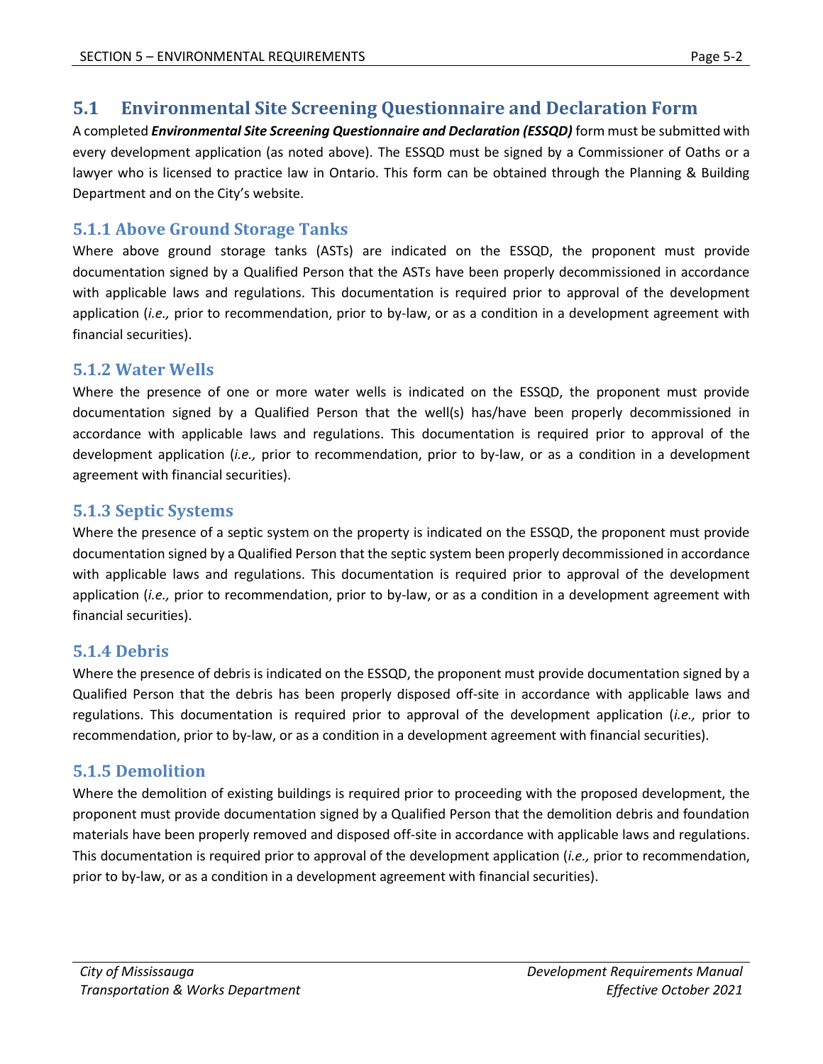## 5.1 Environmental Site Screening Questionnaire and Declaration Form

A completed ***Environmental Site Screening Questionnaire and Declaration (ESSQD)*** form must be submitted with every development application (as noted above). The ESSQD must be signed by a Commissioner of Oaths or a lawyer who is licensed to practice law in Ontario. This form can be obtained through the Planning & Building Department and on the City's website.

### 5.1.1 Above Ground Storage Tanks

Where above ground storage tanks (ASTs) are indicated on the ESSQD, the proponent must provide documentation signed by a Qualified Person that the ASTs have been properly decommissioned in accordance with applicable laws and regulations. This documentation is required prior to approval of the development application (*i.e.,* prior to recommendation, prior to by-law, or as a condition in a development agreement with financial securities).

### 5.1.2 Water Wells

Where the presence of one or more water wells is indicated on the ESSQD, the proponent must provide documentation signed by a Qualified Person that the well(s) has/have been properly decommissioned in accordance with applicable laws and regulations. This documentation is required prior to approval of the development application (*i.e.,* prior to recommendation, prior to by-law, or as a condition in a development agreement with financial securities).

### 5.1.3 Septic Systems

Where the presence of a septic system on the property is indicated on the ESSQD, the proponent must provide documentation signed by a Qualified Person that the septic system been properly decommissioned in accordance with applicable laws and regulations. This documentation is required prior to approval of the development application (*i.e.,* prior to recommendation, prior to by-law, or as a condition in a development agreement with financial securities).

### 5.1.4 Debris

Where the presence of debris is indicated on the ESSQD, the proponent must provide documentation signed by a Qualified Person that the debris has been properly disposed off-site in accordance with applicable laws and regulations. This documentation is required prior to approval of the development application (*i.e.,* prior to recommendation, prior to by-law, or as a condition in a development agreement with financial securities).

### 5.1.5 Demolition

Where the demolition of existing buildings is required prior to proceeding with the proposed development, the proponent must provide documentation signed by a Qualified Person that the demolition debris and foundation materials have been properly removed and disposed off-site in accordance with applicable laws and regulations. This documentation is required prior to approval of the development application (*i.e.,* prior to recommendation, prior to by-law, or as a condition in a development agreement with financial securities).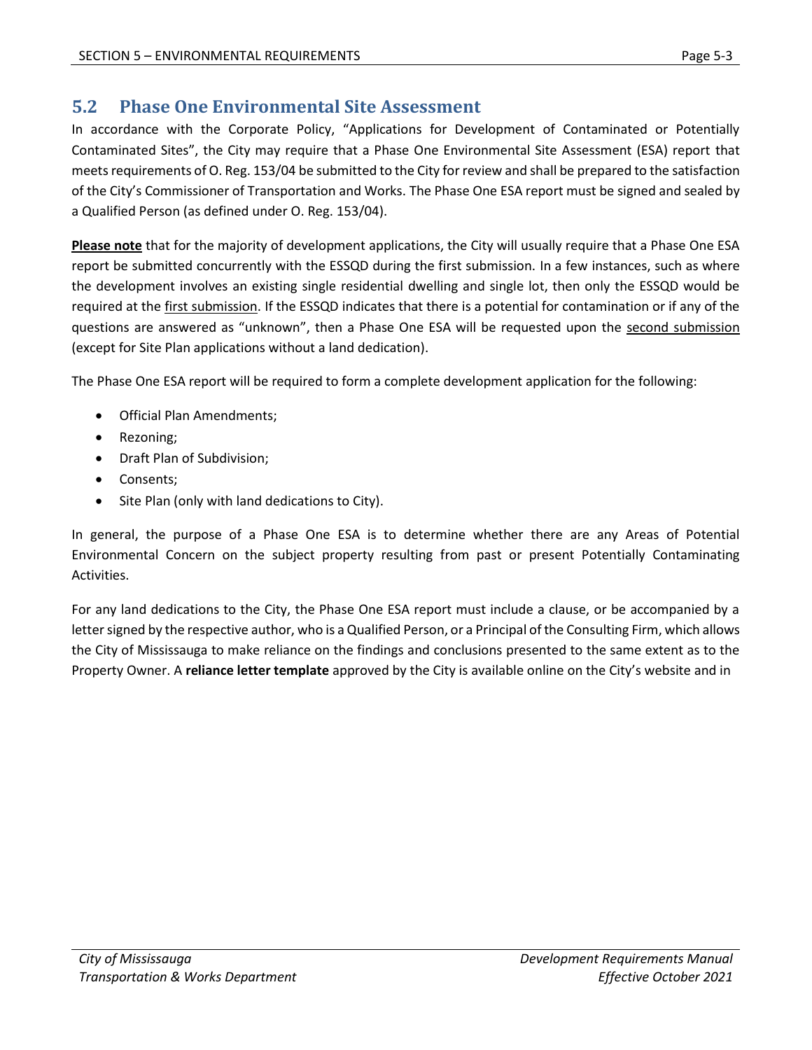## 5.2 Phase One Environmental Site Assessment

In accordance with the Corporate Policy, "Applications for Development of Contaminated or Potentially Contaminated Sites", the City may require that a Phase One Environmental Site Assessment (ESA) report that meets requirements of O. Reg. 153/04 be submitted to the City for review and shall be prepared to the satisfaction of the City's Commissioner of Transportation and Works. The Phase One ESA report must be signed and sealed by a Qualified Person (as defined under O. Reg. 153/04).

**Please note** that for the majority of development applications, the City will usually require that a Phase One ESA report be submitted concurrently with the ESSQD during the first submission. In a few instances, such as where the development involves an existing single residential dwelling and single lot, then only the ESSQD would be required at the first submission. If the ESSQD indicates that there is a potential for contamination or if any of the questions are answered as "unknown", then a Phase One ESA will be requested upon the second submission (except for Site Plan applications without a land dedication).

The Phase One ESA report will be required to form a complete development application for the following:

- Official Plan Amendments;
- Rezoning;
- Draft Plan of Subdivision;
- Consents;
- Site Plan (only with land dedications to City).

In general, the purpose of a Phase One ESA is to determine whether there are any Areas of Potential Environmental Concern on the subject property resulting from past or present Potentially Contaminating Activities.

For any land dedications to the City, the Phase One ESA report must include a clause, or be accompanied by a letter signed by the respective author, who is a Qualified Person, or a Principal of the Consulting Firm, which allows the City of Mississauga to make reliance on the findings and conclusions presented to the same extent as to the Property Owner. A **reliance letter template** approved by the City is available online on the City's website and in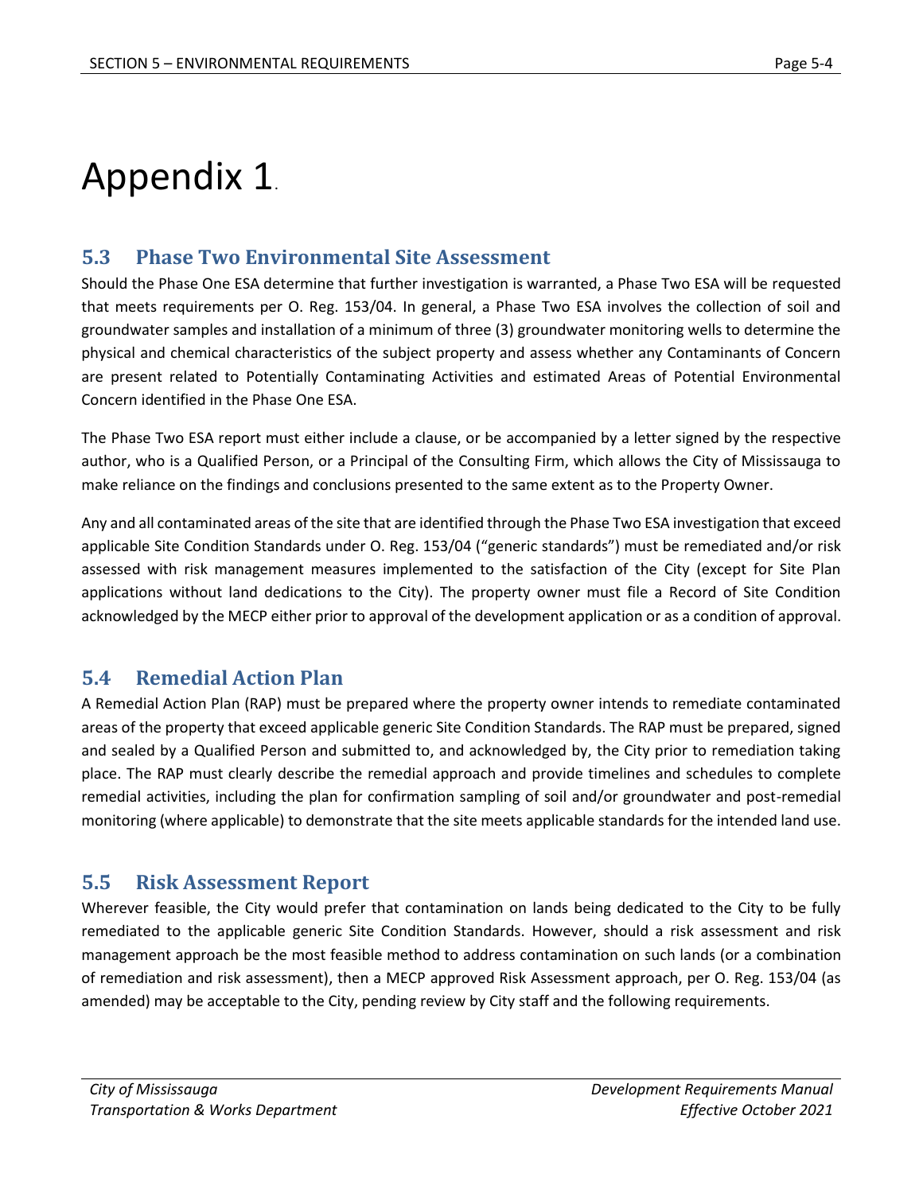# Appendix 1.

## 5.3 Phase Two Environmental Site Assessment

Should the Phase One ESA determine that further investigation is warranted, a Phase Two ESA will be requested that meets requirements per O. Reg. 153/04. In general, a Phase Two ESA involves the collection of soil and groundwater samples and installation of a minimum of three (3) groundwater monitoring wells to determine the physical and chemical characteristics of the subject property and assess whether any Contaminants of Concern are present related to Potentially Contaminating Activities and estimated Areas of Potential Environmental Concern identified in the Phase One ESA.

The Phase Two ESA report must either include a clause, or be accompanied by a letter signed by the respective author, who is a Qualified Person, or a Principal of the Consulting Firm, which allows the City of Mississauga to make reliance on the findings and conclusions presented to the same extent as to the Property Owner.

Any and all contaminated areas of the site that are identified through the Phase Two ESA investigation that exceed applicable Site Condition Standards under O. Reg. 153/04 ("generic standards") must be remediated and/or risk assessed with risk management measures implemented to the satisfaction of the City (except for Site Plan applications without land dedications to the City). The property owner must file a Record of Site Condition acknowledged by the MECP either prior to approval of the development application or as a condition of approval.

## 5.4 Remedial Action Plan

A Remedial Action Plan (RAP) must be prepared where the property owner intends to remediate contaminated areas of the property that exceed applicable generic Site Condition Standards. The RAP must be prepared, signed and sealed by a Qualified Person and submitted to, and acknowledged by, the City prior to remediation taking place. The RAP must clearly describe the remedial approach and provide timelines and schedules to complete remedial activities, including the plan for confirmation sampling of soil and/or groundwater and post-remedial monitoring (where applicable) to demonstrate that the site meets applicable standards for the intended land use.

## 5.5 Risk Assessment Report

Wherever feasible, the City would prefer that contamination on lands being dedicated to the City to be fully remediated to the applicable generic Site Condition Standards. However, should a risk assessment and risk management approach be the most feasible method to address contamination on such lands (or a combination of remediation and risk assessment), then a MECP approved Risk Assessment approach, per O. Reg. 153/04 (as amended) may be acceptable to the City, pending review by City staff and the following requirements.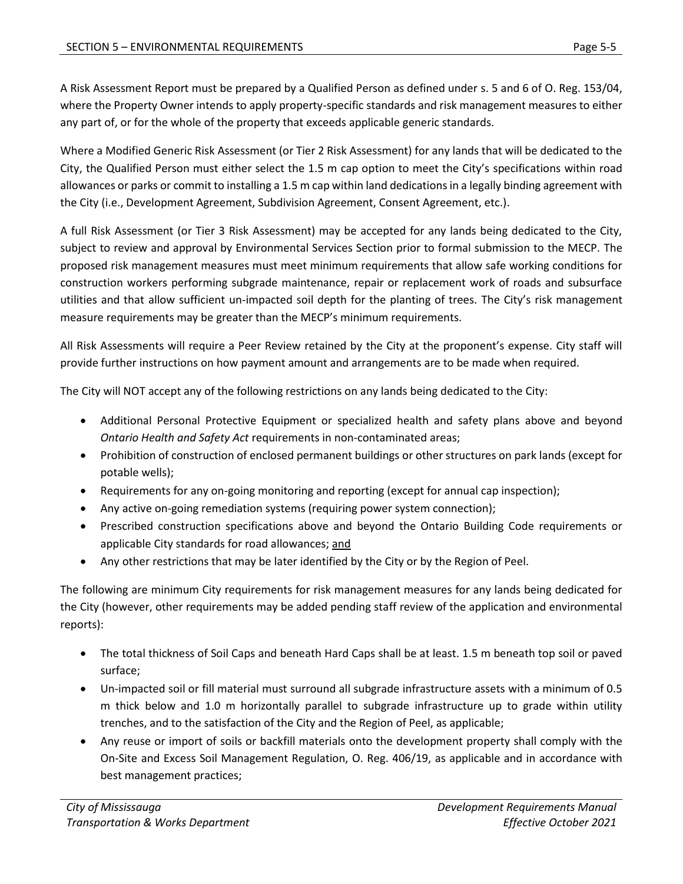A Risk Assessment Report must be prepared by a Qualified Person as defined under s. 5 and 6 of O. Reg. 153/04, where the Property Owner intends to apply property-specific standards and risk management measures to either any part of, or for the whole of the property that exceeds applicable generic standards.

Where a Modified Generic Risk Assessment (or Tier 2 Risk Assessment) for any lands that will be dedicated to the City, the Qualified Person must either select the 1.5 m cap option to meet the City's specifications within road allowances or parks or commit to installing a 1.5 m cap within land dedications in a legally binding agreement with the City (i.e., Development Agreement, Subdivision Agreement, Consent Agreement, etc.).

A full Risk Assessment (or Tier 3 Risk Assessment) may be accepted for any lands being dedicated to the City, subject to review and approval by Environmental Services Section prior to formal submission to the MECP. The proposed risk management measures must meet minimum requirements that allow safe working conditions for construction workers performing subgrade maintenance, repair or replacement work of roads and subsurface utilities and that allow sufficient un-impacted soil depth for the planting of trees. The City's risk management measure requirements may be greater than the MECP's minimum requirements.

All Risk Assessments will require a Peer Review retained by the City at the proponent's expense. City staff will provide further instructions on how payment amount and arrangements are to be made when required.

The City will NOT accept any of the following restrictions on any lands being dedicated to the City:

- Additional Personal Protective Equipment or specialized health and safety plans above and beyond *Ontario Health and Safety Act* requirements in non-contaminated areas;
- Prohibition of construction of enclosed permanent buildings or other structures on park lands (except for potable wells);
- Requirements for any on-going monitoring and reporting (except for annual cap inspection);
- Any active on-going remediation systems (requiring power system connection);
- Prescribed construction specifications above and beyond the Ontario Building Code requirements or applicable City standards for road allowances; <u>and</u>
- Any other restrictions that may be later identified by the City or by the Region of Peel.

The following are minimum City requirements for risk management measures for any lands being dedicated for the City (however, other requirements may be added pending staff review of the application and environmental reports):

- The total thickness of Soil Caps and beneath Hard Caps shall be at least. 1.5 m beneath top soil or paved surface;
- Un-impacted soil or fill material must surround all subgrade infrastructure assets with a minimum of 0.5 m thick below and 1.0 m horizontally parallel to subgrade infrastructure up to grade within utility trenches, and to the satisfaction of the City and the Region of Peel, as applicable;
- Any reuse or import of soils or backfill materials onto the development property shall comply with the On-Site and Excess Soil Management Regulation, O. Reg. 406/19, as applicable and in accordance with best management practices;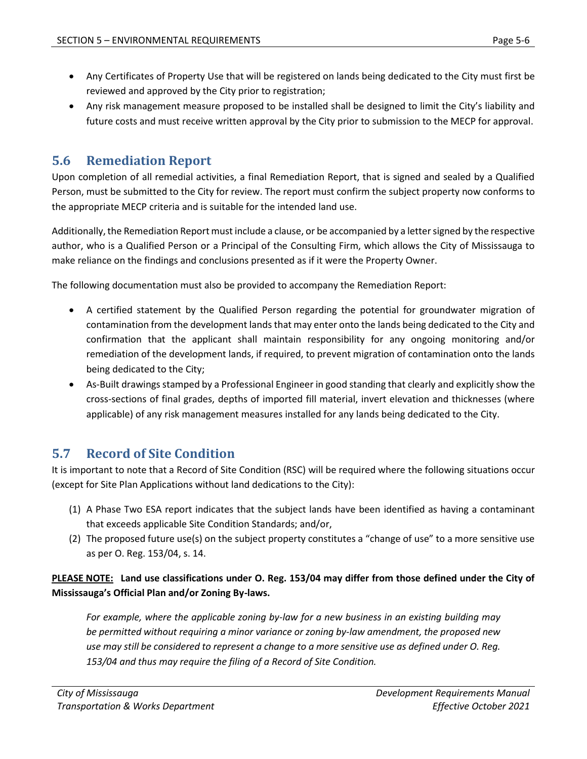- Any Certificates of Property Use that will be registered on lands being dedicated to the City must first be reviewed and approved by the City prior to registration;
- Any risk management measure proposed to be installed shall be designed to limit the City's liability and future costs and must receive written approval by the City prior to submission to the MECP for approval.

## 5.6 Remediation Report

Upon completion of all remedial activities, a final Remediation Report, that is signed and sealed by a Qualified Person, must be submitted to the City for review. The report must confirm the subject property now conforms to the appropriate MECP criteria and is suitable for the intended land use.

Additionally, the Remediation Report must include a clause, or be accompanied by a letter signed by the respective author, who is a Qualified Person or a Principal of the Consulting Firm, which allows the City of Mississauga to make reliance on the findings and conclusions presented as if it were the Property Owner.

The following documentation must also be provided to accompany the Remediation Report:

- A certified statement by the Qualified Person regarding the potential for groundwater migration of contamination from the development lands that may enter onto the lands being dedicated to the City and confirmation that the applicant shall maintain responsibility for any ongoing monitoring and/or remediation of the development lands, if required, to prevent migration of contamination onto the lands being dedicated to the City;
- As-Built drawings stamped by a Professional Engineer in good standing that clearly and explicitly show the cross-sections of final grades, depths of imported fill material, invert elevation and thicknesses (where applicable) of any risk management measures installed for any lands being dedicated to the City.

## 5.7 Record of Site Condition

It is important to note that a Record of Site Condition (RSC) will be required where the following situations occur (except for Site Plan Applications without land dedications to the City):

(1) A Phase Two ESA report indicates that the subject lands have been identified as having a contaminant that exceeds applicable Site Condition Standards; and/or,

(2) The proposed future use(s) on the subject property constitutes a "change of use" to a more sensitive use as per O. Reg. 153/04, s. 14.

**<u>PLEASE NOTE:</u> Land use classifications under O. Reg. 153/04 may differ from those defined under the City of Mississauga's Official Plan and/or Zoning By-laws.**

*For example, where the applicable zoning by-law for a new business in an existing building may be permitted without requiring a minor variance or zoning by-law amendment, the proposed new use may still be considered to represent a change to a more sensitive use as defined under O. Reg. 153/04 and thus may require the filing of a Record of Site Condition.*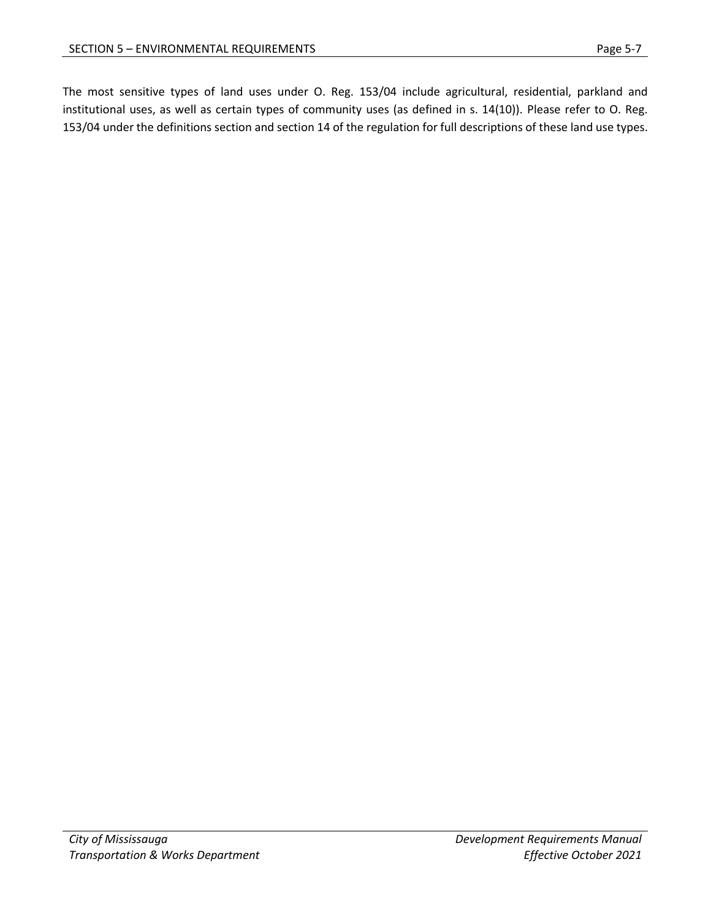The most sensitive types of land uses under O. Reg. 153/04 include agricultural, residential, parkland and institutional uses, as well as certain types of community uses (as defined in s. 14(10)). Please refer to O. Reg. 153/04 under the definitions section and section 14 of the regulation for full descriptions of these land use types.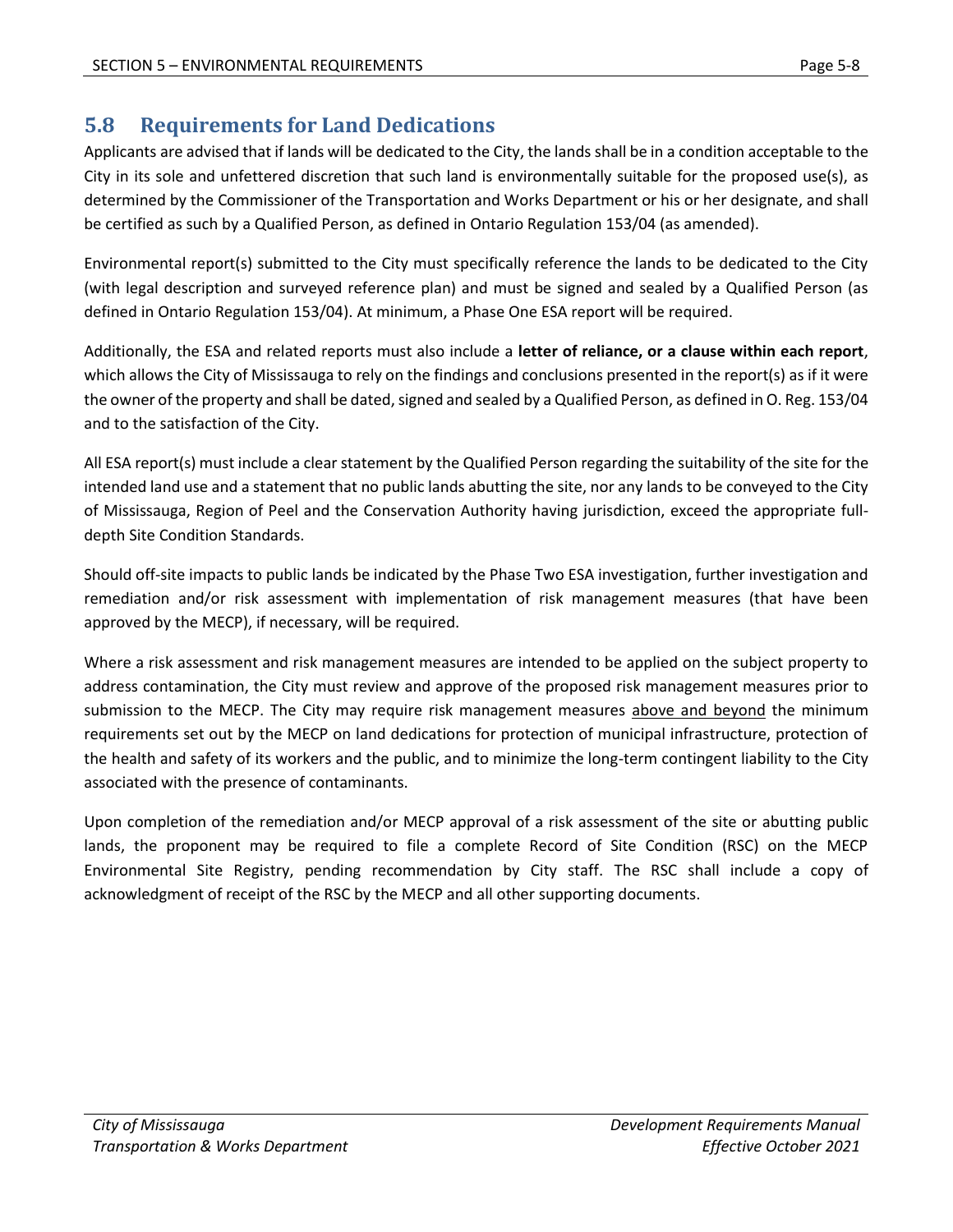## 5.8 Requirements for Land Dedications

Applicants are advised that if lands will be dedicated to the City, the lands shall be in a condition acceptable to the City in its sole and unfettered discretion that such land is environmentally suitable for the proposed use(s), as determined by the Commissioner of the Transportation and Works Department or his or her designate, and shall be certified as such by a Qualified Person, as defined in Ontario Regulation 153/04 (as amended).

Environmental report(s) submitted to the City must specifically reference the lands to be dedicated to the City (with legal description and surveyed reference plan) and must be signed and sealed by a Qualified Person (as defined in Ontario Regulation 153/04). At minimum, a Phase One ESA report will be required.

Additionally, the ESA and related reports must also include a **letter of reliance, or a clause within each report**, which allows the City of Mississauga to rely on the findings and conclusions presented in the report(s) as if it were the owner of the property and shall be dated, signed and sealed by a Qualified Person, as defined in O. Reg. 153/04 and to the satisfaction of the City.

All ESA report(s) must include a clear statement by the Qualified Person regarding the suitability of the site for the intended land use and a statement that no public lands abutting the site, nor any lands to be conveyed to the City of Mississauga, Region of Peel and the Conservation Authority having jurisdiction, exceed the appropriate full-depth Site Condition Standards.

Should off-site impacts to public lands be indicated by the Phase Two ESA investigation, further investigation and remediation and/or risk assessment with implementation of risk management measures (that have been approved by the MECP), if necessary, will be required.

Where a risk assessment and risk management measures are intended to be applied on the subject property to address contamination, the City must review and approve of the proposed risk management measures prior to submission to the MECP. The City may require risk management measures <u>above and beyond</u> the minimum requirements set out by the MECP on land dedications for protection of municipal infrastructure, protection of the health and safety of its workers and the public, and to minimize the long-term contingent liability to the City associated with the presence of contaminants.

Upon completion of the remediation and/or MECP approval of a risk assessment of the site or abutting public lands, the proponent may be required to file a complete Record of Site Condition (RSC) on the MECP Environmental Site Registry, pending recommendation by City staff. The RSC shall include a copy of acknowledgment of receipt of the RSC by the MECP and all other supporting documents.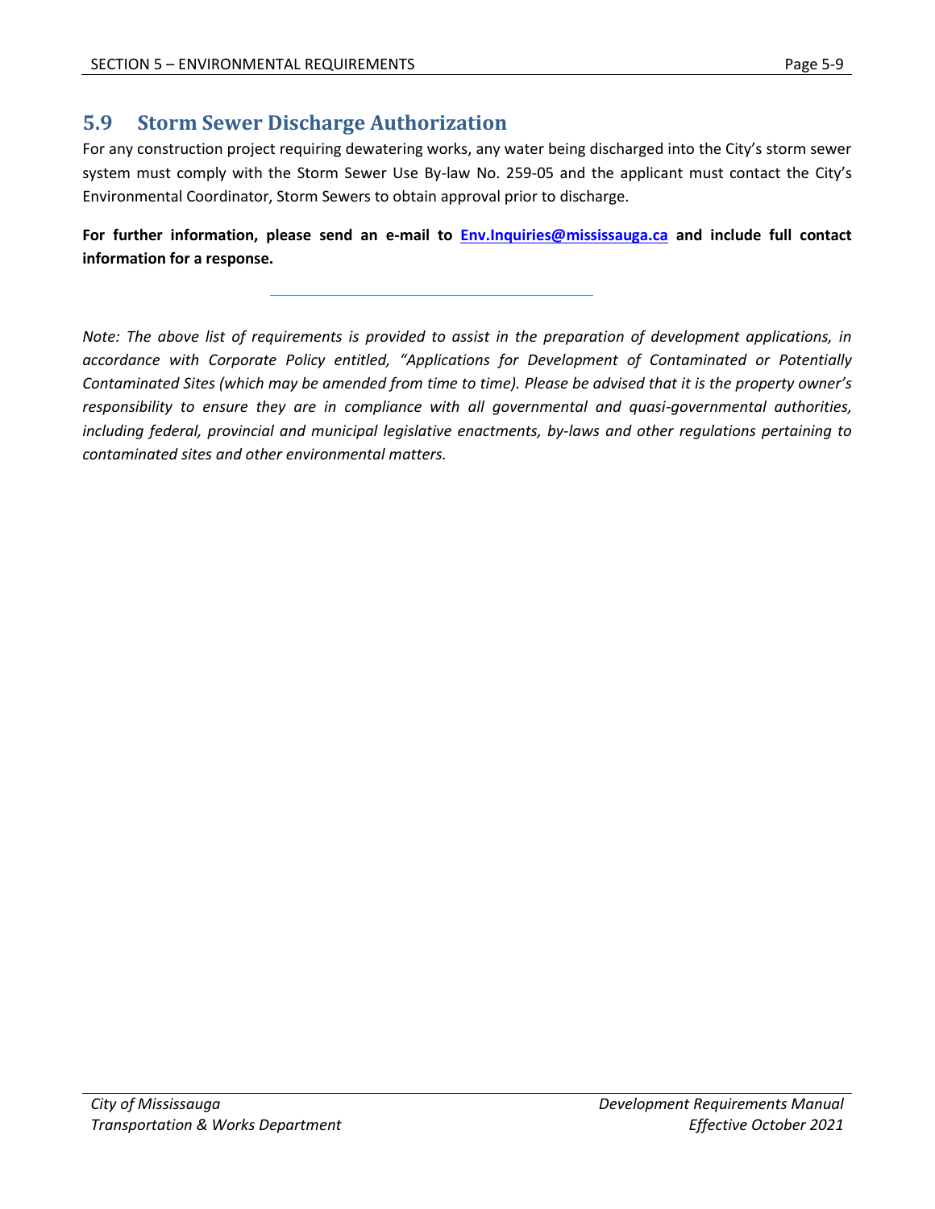## 5.9 Storm Sewer Discharge Authorization

For any construction project requiring dewatering works, any water being discharged into the City's storm sewer system must comply with the Storm Sewer Use By-law No. 259-05 and the applicant must contact the City's Environmental Coordinator, Storm Sewers to obtain approval prior to discharge.

**For further information, please send an e-mail to [Env.Inquiries@mississauga.ca](mailto:Env.Inquiries@mississauga.ca) and include full contact information for a response.**

---

*Note: The above list of requirements is provided to assist in the preparation of development applications, in accordance with Corporate Policy entitled, "Applications for Development of Contaminated or Potentially Contaminated Sites (which may be amended from time to time). Please be advised that it is the property owner's responsibility to ensure they are in compliance with all governmental and quasi-governmental authorities, including federal, provincial and municipal legislative enactments, by-laws and other regulations pertaining to contaminated sites and other environmental matters.*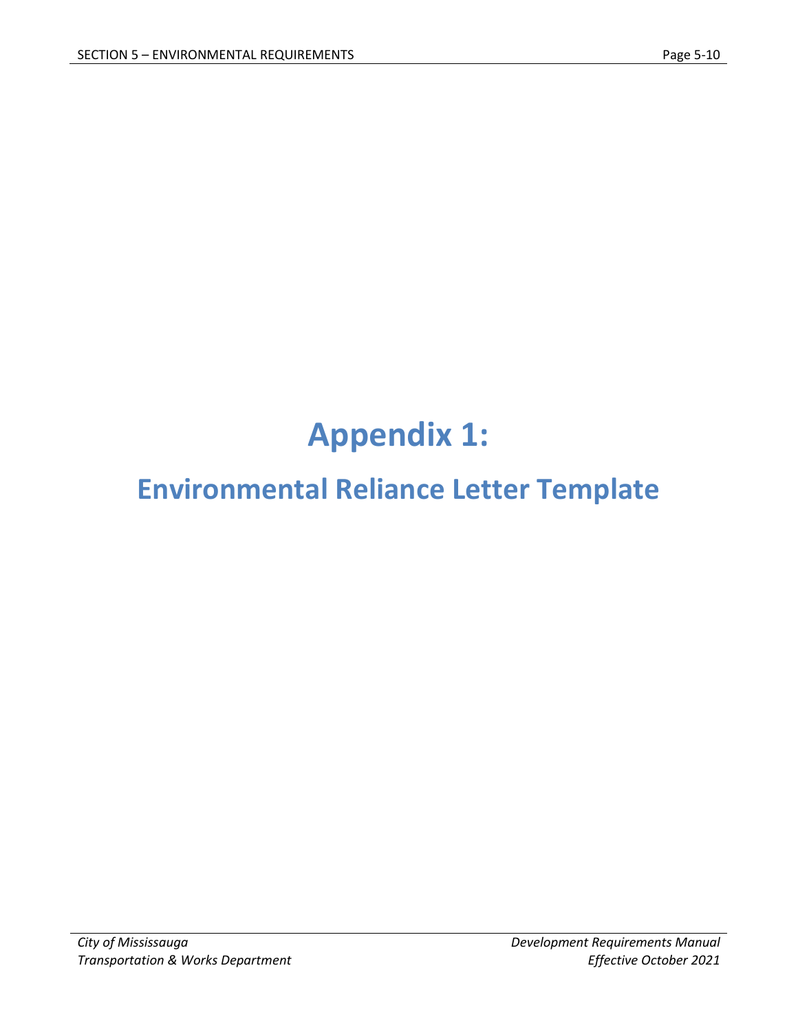# Appendix 1:

## Environmental Reliance Letter Template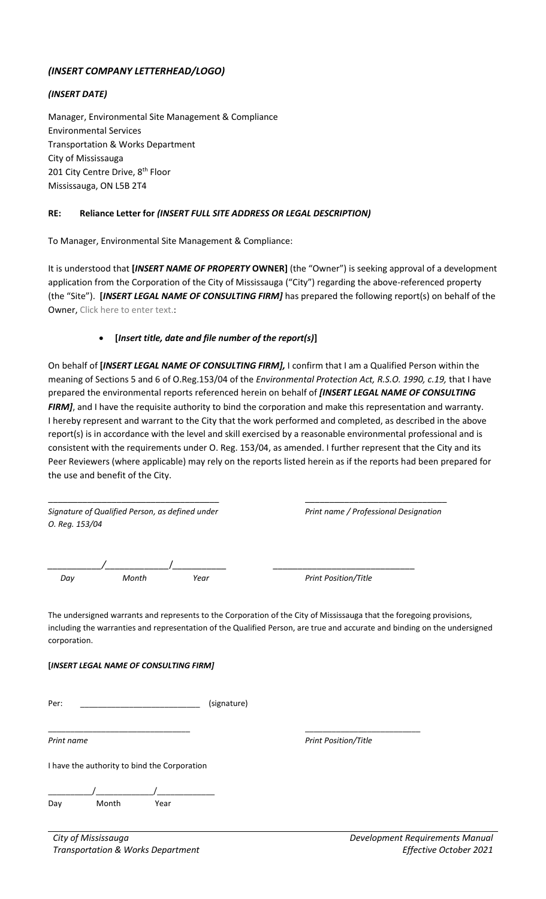***(INSERT COMPANY LETTERHEAD/LOGO)***

***(INSERT DATE)***

Manager, Environmental Site Management & Compliance
Environmental Services
Transportation & Works Department
City of Mississauga
201 City Centre Drive, 8th Floor
Mississauga, ON L5B 2T4

**RE: Reliance Letter for *(INSERT FULL SITE ADDRESS OR LEGAL DESCRIPTION)***

To Manager, Environmental Site Management & Compliance:

It is understood that **[*INSERT NAME OF PROPERTY* OWNER]** (the "Owner") is seeking approval of a development application from the Corporation of the City of Mississauga ("City") regarding the above-referenced property (the "Site"). **[*INSERT LEGAL NAME OF CONSULTING FIRM]*** has prepared the following report(s) on behalf of the Owner, Click here to enter text.:

- **[*Insert title, date and file number of the report(s)*]**

On behalf of **[*INSERT LEGAL NAME OF CONSULTING FIRM],*** I confirm that I am a Qualified Person within the meaning of Sections 5 and 6 of O.Reg.153/04 of the *Environmental Protection Act, R.S.O. 1990, c.19,* that I have prepared the environmental reports referenced herein on behalf of ***[INSERT LEGAL NAME OF CONSULTING FIRM]***, and I have the requisite authority to bind the corporation and make this representation and warranty. I hereby represent and warrant to the City that the work performed and completed, as described in the above report(s) is in accordance with the level and skill exercised by a reasonable environmental professional and is consistent with the requirements under O. Reg. 153/04, as amended. I further represent that the City and its Peer Reviewers (where applicable) may rely on the reports listed herein as if the reports had been prepared for the use and benefit of the City.

\_\_\_\_\_\_\_\_\_\_\_\_\_\_\_\_\_\_\_\_\_\_\_\_\_\_\_\_\_\_\_\_\_\_\_\_ \_\_\_\_\_\_\_\_\_\_\_\_\_\_\_\_\_\_\_\_\_\_\_\_\_\_\_\_\_\_

*Signature of Qualified Person, as defined under O. Reg. 153/04* *Print name / Professional Designation*

\_\_\_\_\_\_\_\_\_\_\_/\_\_\_\_\_\_\_\_\_\_\_\_\_/\_\_\_\_\_\_\_\_\_\_\_ \_\_\_\_\_\_\_\_\_\_\_\_\_\_\_\_\_\_\_\_\_\_\_\_\_\_\_\_\_\_

*Day Month Year* *Print Position/Title*

The undersigned warrants and represents to the Corporation of the City of Mississauga that the foregoing provisions, including the warranties and representation of the Qualified Person, are true and accurate and binding on the undersigned corporation.

**[*INSERT LEGAL NAME OF CONSULTING FIRM]***

Per: \_\_\_\_\_\_\_\_\_\_\_\_\_\_\_\_\_\_\_\_\_\_\_\_\_\_ (signature)

\_\_\_\_\_\_\_\_\_\_\_\_\_\_\_\_\_\_\_\_\_\_\_\_\_\_\_\_\_\_\_ \_\_\_\_\_\_\_\_\_\_\_\_\_\_\_\_\_\_\_\_\_\_\_\_\_\_

*Print name* *Print Position/Title*

I have the authority to bind the Corporation

\_\_\_\_\_\_\_\_\_/\_\_\_\_\_\_\_\_\_\_\_\_/\_\_\_\_\_\_\_\_\_\_\_\_

Day Month Year